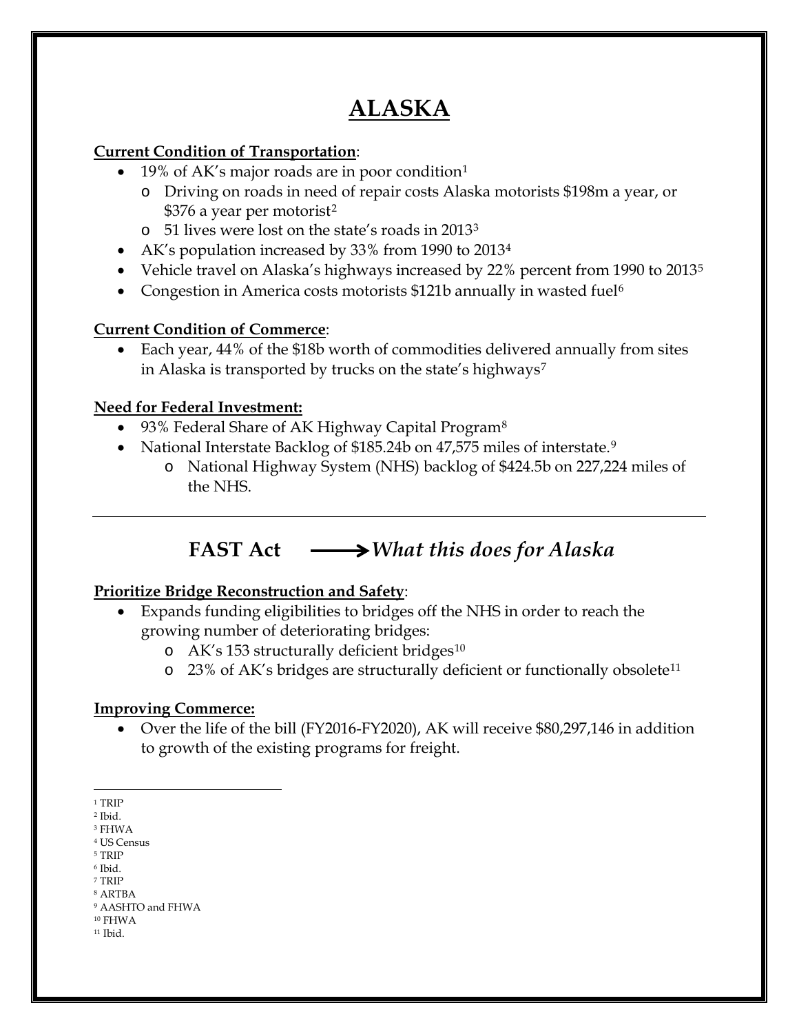# ALASKA

**Current Condition of Transportation**:

- 19% of AK's major roads are in poor condition[1]
  - Driving on roads in need of repair costs Alaska motorists $198m a year, or $376 a year per motorist[2]
  - 51 lives were lost on the state's roads in 2013[3]
- AK's population increased by 33% from 1990 to 2013[4]
- Vehicle travel on Alaska's highways increased by 22% percent from 1990 to 2013[5]
- Congestion in America costs motorists $121b annually in wasted fuel[6]

**Current Condition of Commerce**:

- Each year, 44% of the $18b worth of commodities delivered annually from sites in Alaska is transported by trucks on the state's highways[7]

**Need for Federal Investment:**

- 93% Federal Share of AK Highway Capital Program[8]
- National Interstate Backlog of $185.24b on 47,575 miles of interstate.[9]
  - National Highway System (NHS) backlog of $424.5b on 227,224 miles of the NHS.

---

## FAST Act ⟶ *What this does for Alaska*

**Prioritize Bridge Reconstruction and Safety**:

- Expands funding eligibilities to bridges off the NHS in order to reach the growing number of deteriorating bridges:
  - AK's 153 structurally deficient bridges[10]
  - 23% of AK's bridges are structurally deficient or functionally obsolete[11]

**Improving Commerce:**

- Over the life of the bill (FY2016-FY2020), AK will receive $80,297,146 in addition to growth of the existing programs for freight.

---

[1] TRIP
[2] Ibid.
[3] FHWA
[4] US Census
[5] TRIP
[6] Ibid.
[7] TRIP
[8] ARTBA
[9] AASHTO and FHWA
[10] FHWA
[11] Ibid.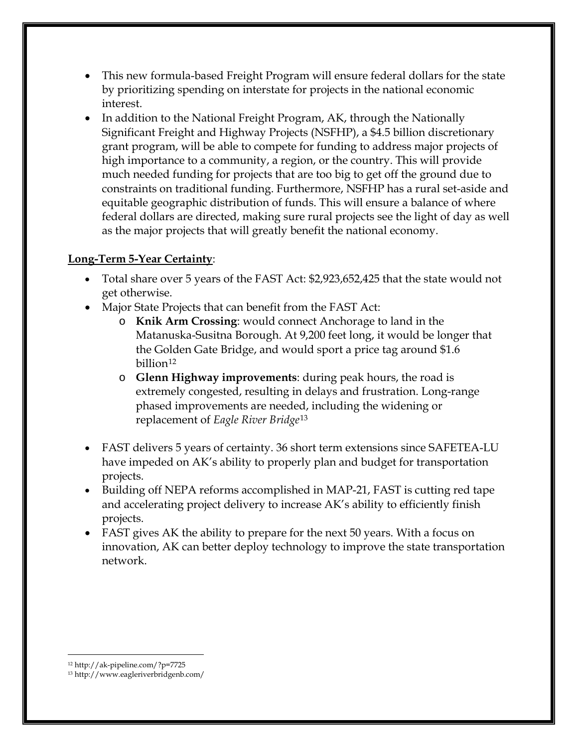- This new formula-based Freight Program will ensure federal dollars for the state by prioritizing spending on interstate for projects in the national economic interest.
- In addition to the National Freight Program, AK, through the Nationally Significant Freight and Highway Projects (NSFHP), a $4.5 billion discretionary grant program, will be able to compete for funding to address major projects of high importance to a community, a region, or the country. This will provide much needed funding for projects that are too big to get off the ground due to constraints on traditional funding. Furthermore, NSFHP has a rural set-aside and equitable geographic distribution of funds. This will ensure a balance of where federal dollars are directed, making sure rural projects see the light of day as well as the major projects that will greatly benefit the national economy.

**Long-Term 5-Year Certainty**:

- Total share over 5 years of the FAST Act: $2,923,652,425 that the state would not get otherwise.
- Major State Projects that can benefit from the FAST Act:
  - **Knik Arm Crossing**: would connect Anchorage to land in the Matanuska-Susitna Borough. At 9,200 feet long, it would be longer that the Golden Gate Bridge, and would sport a price tag around $1.6 billion[12]
  - **Glenn Highway improvements**: during peak hours, the road is extremely congested, resulting in delays and frustration. Long-range phased improvements are needed, including the widening or replacement of *Eagle River Bridge*[13]

- FAST delivers 5 years of certainty. 36 short term extensions since SAFETEA-LU have impeded on AK's ability to properly plan and budget for transportation projects.
- Building off NEPA reforms accomplished in MAP-21, FAST is cutting red tape and accelerating project delivery to increase AK's ability to efficiently finish projects.
- FAST gives AK the ability to prepare for the next 50 years. With a focus on innovation, AK can better deploy technology to improve the state transportation network.

[12] http://ak-pipeline.com/?p=7725
[13] http://www.eagleriverbridgenb.com/